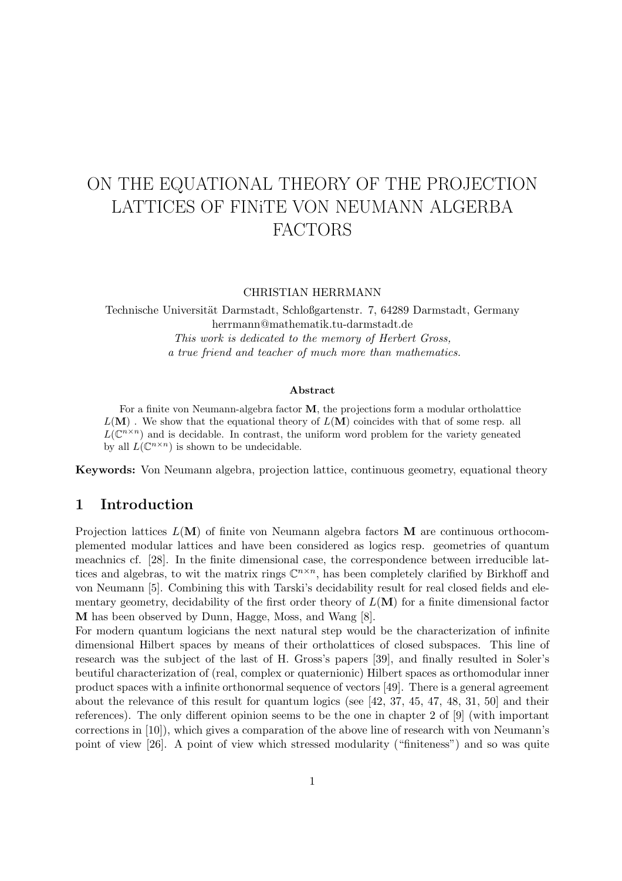# ON THE EQUATIONAL THEORY OF THE PROJECTION LATTICES OF FINiTE VON NEUMANN ALGERBA FACTORS

CHRISTIAN HERRMANN

Technische Universität Darmstadt, Schloßgartenstr. 7, 64289 Darmstadt, Germany
herrmann@mathematik.tu-darmstadt.de

*This work is dedicated to the memory of Herbert Gross,*
*a true friend and teacher of much more than mathematics.*

**Abstract**

For a finite von Neumann-algebra factor $\mathbf{M}$, the projections form a modular ortholattice $L(\mathbf{M})$ . We show that the equational theory of $L(\mathbf{M})$ coincides with that of some resp. all $L(\mathbb{C}^{n\times n})$ and is decidable. In contrast, the uniform word problem for the variety geneated by all $L(\mathbb{C}^{n\times n})$ is shown to be undecidable.

**Keywords:** Von Neumann algebra, projection lattice, continuous geometry, equational theory

## 1 Introduction

Projection lattices $L(\mathbf{M})$ of finite von Neumann algebra factors $\mathbf{M}$ are continuous orthocomplemented modular lattices and have been considered as logics resp. geometries of quantum meachnics cf. [28]. In the finite dimensional case, the correspondence between irreducible lattices and algebras, to wit the matrix rings $\mathbb{C}^{n\times n}$, has been completely clarified by Birkhoff and von Neumann [5]. Combining this with Tarski's decidability result for real closed fields and elementary geometry, decidability of the first order theory of $L(\mathbf{M})$ for a finite dimensional factor $\mathbf{M}$ has been observed by Dunn, Hagge, Moss, and Wang [8].

For modern quantum logicians the next natural step would be the characterization of infinite dimensional Hilbert spaces by means of their ortholattices of closed subspaces. This line of research was the subject of the last of H. Gross's papers [39], and finally resulted in Soler's beutiful characterization of (real, complex or quaternionic) Hilbert spaces as orthomodular inner product spaces with a infinite orthonormal sequence of vectors [49]. There is a general agreement about the relevance of this result for quantum logics (see [42, 37, 45, 47, 48, 31, 50] and their references). The only different opinion seems to be the one in chapter 2 of [9] (with important corrections in [10]), which gives a comparation of the above line of research with von Neumann's point of view [26]. A point of view which stressed modularity ("finiteness") and so was quite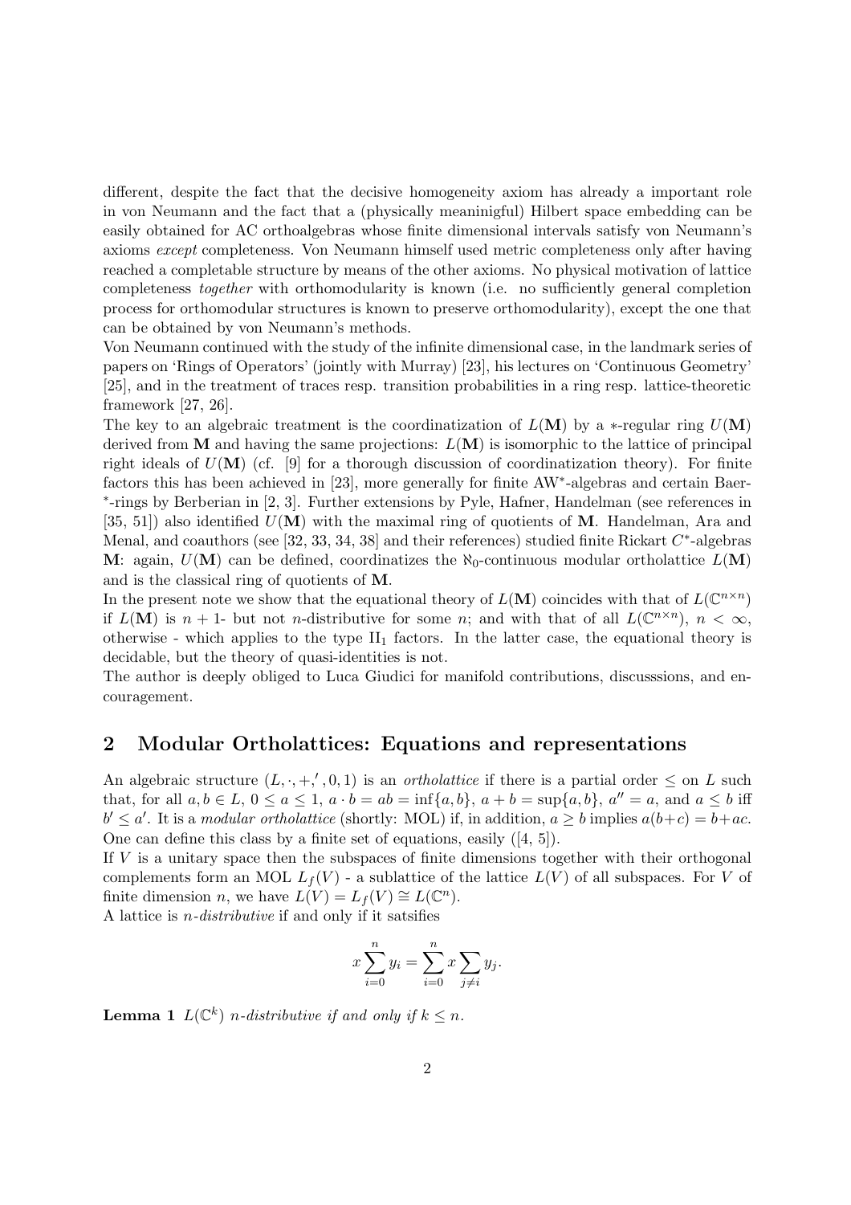different, despite the fact that the decisive homogeneity axiom has already a important role in von Neumann and the fact that a (physically meaninigful) Hilbert space embedding can be easily obtained for AC orthoalgebras whose finite dimensional intervals satisfy von Neumann's axioms *except* completeness. Von Neumann himself used metric completeness only after having reached a completable structure by means of the other axioms. No physical motivation of lattice completeness *together* with orthomodularity is known (i.e. no sufficiently general completion process for orthomodular structures is known to preserve orthomodularity), except the one that can be obtained by von Neumann's methods.

Von Neumann continued with the study of the infinite dimensional case, in the landmark series of papers on 'Rings of Operators' (jointly with Murray) [23], his lectures on 'Continuous Geometry' [25], and in the treatment of traces resp. transition probabilities in a ring resp. lattice-theoretic framework [27, 26].

The key to an algebraic treatment is the coordinatization of $L(\mathbf{M})$ by a $*$-regular ring $U(\mathbf{M})$ derived from $\mathbf{M}$ and having the same projections: $L(\mathbf{M})$ is isomorphic to the lattice of principal right ideals of $U(\mathbf{M})$ (cf. [9] for a thorough discussion of coordinatization theory). For finite factors this has been achieved in [23], more generally for finite AW$^*$-algebras and certain Baer-$^*$-rings by Berberian in [2, 3]. Further extensions by Pyle, Hafner, Handelman (see references in [35, 51]) also identified $U(\mathbf{M})$ with the maximal ring of quotients of $\mathbf{M}$. Handelman, Ara and Menal, and coauthors (see [32, 33, 34, 38] and their references) studied finite Rickart $C^*$-algebras $\mathbf{M}$: again, $U(\mathbf{M})$ can be defined, coordinatizes the $\aleph_0$-continuous modular ortholattice $L(\mathbf{M})$ and is the classical ring of quotients of $\mathbf{M}$.

In the present note we show that the equational theory of $L(\mathbf{M})$ coincides with that of $L(\mathbb{C}^{n\times n})$ if $L(\mathbf{M})$ is $n+1$- but not $n$-distributive for some $n$; and with that of all $L(\mathbb{C}^{n\times n})$, $n < \infty$, otherwise - which applies to the type $\text{II}_1$ factors. In the latter case, the equational theory is decidable, but the theory of quasi-identities is not.

The author is deeply obliged to Luca Giudici for manifold contributions, discusssions, and encouragement.

## 2 Modular Ortholattices: Equations and representations

An algebraic structure $(L, \cdot, +, ', 0, 1)$ is an *ortholattice* if there is a partial order $\leq$ on $L$ such that, for all $a, b \in L$, $0 \leq a \leq 1$, $a \cdot b = ab = \inf\{a, b\}$, $a + b = \sup\{a, b\}$, $a'' = a$, and $a \leq b$ iff $b' \leq a'$. It is a *modular ortholattice* (shortly: MOL) if, in addition, $a \geq b$ implies $a(b+c) = b+ac$. One can define this class by a finite set of equations, easily ([4, 5]).

If $V$ is a unitary space then the subspaces of finite dimensions together with their orthogonal complements form an MOL $L_f(V)$ - a sublattice of the lattice $L(V)$ of all subspaces. For $V$ of finite dimension $n$, we have $L(V) = L_f(V) \cong L(\mathbb{C}^n)$.

A lattice is $n$-*distributive* if and only if it satsifies

$$x \sum_{i=0}^{n} y_i = \sum_{i=0}^{n} x \sum_{j \neq i} y_j.$$

**Lemma 1** *$L(\mathbb{C}^k)$ $n$-distributive if and only if $k \leq n$.*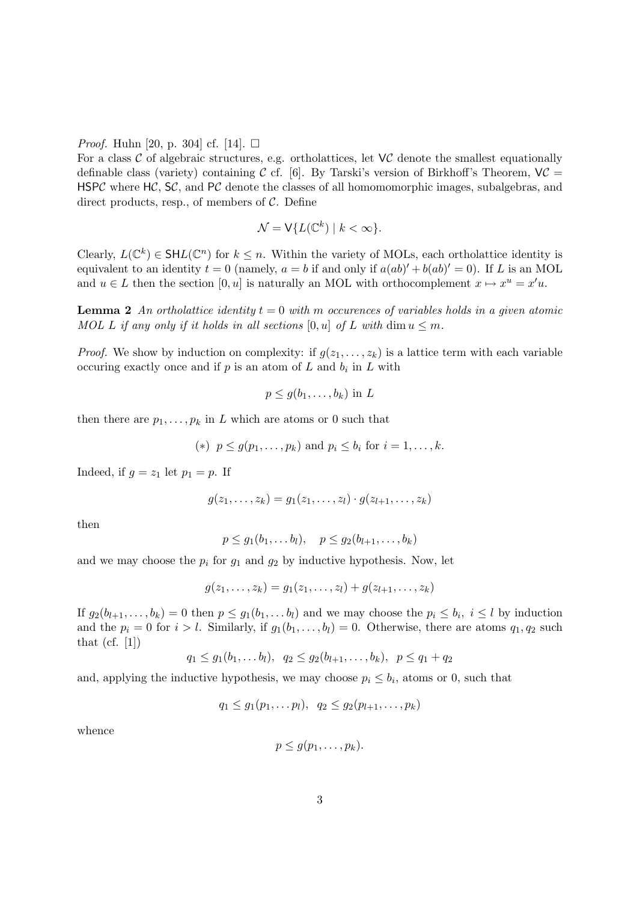*Proof.* Huhn [20, p. 304] cf. [14]. $\square$

For a class $\mathcal{C}$ of algebraic structures, e.g. ortholattices, let $\mathsf{V}\mathcal{C}$ denote the smallest equationally definable class (variety) containing $\mathcal{C}$ cf. [6]. By Tarski's version of Birkhoff's Theorem, $\mathsf{V}\mathcal{C} = \mathsf{HSP}\mathcal{C}$ where $\mathsf{H}\mathcal{C}$, $\mathsf{S}\mathcal{C}$, and $\mathsf{P}\mathcal{C}$ denote the classes of all homomomorphic images, subalgebras, and direct products, resp., of members of $\mathcal{C}$. Define

$$\mathcal{N} = \mathsf{V}\{L(\mathbb{C}^k) \mid k < \infty\}.$$

Clearly, $L(\mathbb{C}^k) \in \mathsf{SH}L(\mathbb{C}^n)$ for $k \leq n$. Within the variety of MOLs, each ortholattice identity is equivalent to an identity $t = 0$ (namely, $a = b$ if and only if $a(ab)' + b(ab)' = 0$). If $L$ is an MOL and $u \in L$ then the section $[0, u]$ is naturally an MOL with orthocomplement $x \mapsto x^u = x'u$.

**Lemma 2** *An ortholattice identity $t = 0$ with $m$ occurences of variables holds in a given atomic MOL $L$ if any only if it holds in all sections $[0, u]$ of $L$ with $\dim u \leq m$.*

*Proof.* We show by induction on complexity: if $g(z_1, \ldots, z_k)$ is a lattice term with each variable occuring exactly once and if $p$ is an atom of $L$ and $b_i$ in $L$ with

$$p \leq g(b_1, \ldots, b_k) \text{ in } L$$

then there are $p_1, \ldots, p_k$ in $L$ which are atoms or 0 such that

$$(*) \;\; p \leq g(p_1, \ldots, p_k) \text{ and } p_i \leq b_i \text{ for } i = 1, \ldots, k.$$

Indeed, if $g = z_1$ let $p_1 = p$. If

$$g(z_1, \ldots, z_k) = g_1(z_1, \ldots, z_l) \cdot g(z_{l+1}, \ldots, z_k)$$

then

$$p \leq g_1(b_1, \ldots b_l), \quad p \leq g_2(b_{l+1}, \ldots, b_k)$$

and we may choose the $p_i$ for $g_1$ and $g_2$ by inductive hypothesis. Now, let

$$g(z_1, \ldots, z_k) = g_1(z_1, \ldots, z_l) + g(z_{l+1}, \ldots, z_k)$$

If $g_2(b_{l+1}, \ldots, b_k) = 0$ then $p \leq g_1(b_1, \ldots b_l)$ and we may choose the $p_i \leq b_i,\ i \leq l$ by induction and the $p_i = 0$ for $i > l$. Similarly, if $g_1(b_1, \ldots, b_l) = 0$. Otherwise, there are atoms $q_1, q_2$ such that (cf. [1])

$$q_1 \leq g_1(b_1, \ldots b_l), \;\; q_2 \leq g_2(b_{l+1}, \ldots, b_k), \;\; p \leq q_1 + q_2$$

and, applying the inductive hypothesis, we may choose $p_i \leq b_i$, atoms or 0, such that

$$q_1 \leq g_1(p_1, \ldots p_l), \;\; q_2 \leq g_2(p_{l+1}, \ldots, p_k)$$

whence

$$p \leq g(p_1, \ldots, p_k).$$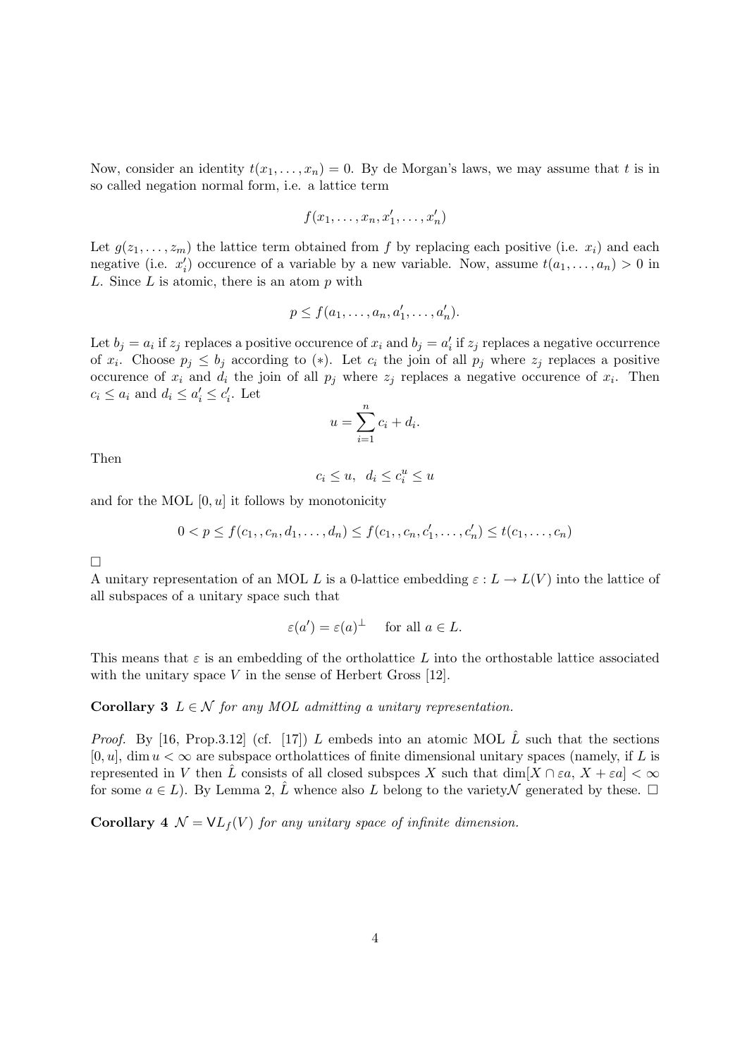Now, consider an identity $t(x_1,\ldots,x_n)=0$. By de Morgan's laws, we may assume that $t$ is in so called negation normal form, i.e. a lattice term

$$f(x_1,\ldots,x_n,x_1',\ldots,x_n')$$

Let $g(z_1,\ldots,z_m)$ the lattice term obtained from $f$ by replacing each positive (i.e. $x_i$) and each negative (i.e. $x_i'$) occurence of a variable by a new variable. Now, assume $t(a_1,\ldots,a_n)>0$ in $L$. Since $L$ is atomic, there is an atom $p$ with

$$p \le f(a_1,\ldots,a_n,a_1',\ldots,a_n').$$

Let $b_j=a_i$ if $z_j$ replaces a positive occurence of $x_i$ and $b_j=a_i'$ if $z_j$ replaces a negative occurrence of $x_i$. Choose $p_j \le b_j$ according to $(*)$. Let $c_i$ the join of all $p_j$ where $z_j$ replaces a positive occurence of $x_i$ and $d_i$ the join of all $p_j$ where $z_j$ replaces a negative occurence of $x_i$. Then $c_i \le a_i$ and $d_i \le a_i' \le c_i'$. Let

$$u=\sum_{i=1}^{n} c_i + d_i.$$

Then

$$c_i \le u, \quad d_i \le c_i^u \le u$$

and for the MOL $[0,u]$ it follows by monotonicity

$$0<p\le f(c_1,,c_n,d_1,\ldots,d_n)\le f(c_1,,c_n,c_1',\ldots,c_n')\le t(c_1,\ldots,c_n)$$

□

A unitary representation of an MOL $L$ is a 0-lattice embedding $\varepsilon : L \to L(V)$ into the lattice of all subspaces of a unitary space such that

$$\varepsilon(a')=\varepsilon(a)^{\perp} \quad \text{for all } a \in L.$$

This means that $\varepsilon$ is an embedding of the ortholattice $L$ into the orthostable lattice associated with the unitary space $V$ in the sense of Herbert Gross [12].

**Corollary 3** *$L \in \mathcal{N}$ for any MOL admitting a unitary representation.*

*Proof.* By [16, Prop.3.12] (cf. [17]) $L$ embeds into an atomic MOL $\hat{L}$ such that the sections $[0,u]$, $\dim u<\infty$ are subspace ortholattices of finite dimensional unitary spaces (namely, if $L$ is represented in $V$ then $\hat{L}$ consists of all closed subspces $X$ such that $\dim[X\cap\varepsilon a,\ X+\varepsilon a]<\infty$ for some $a \in L$). By Lemma 2, $\hat{L}$ whence also $L$ belong to the variety$\mathcal{N}$ generated by these. □

**Corollary 4** *$\mathcal{N} = \mathsf{V}L_f(V)$ for any unitary space of infinite dimension.*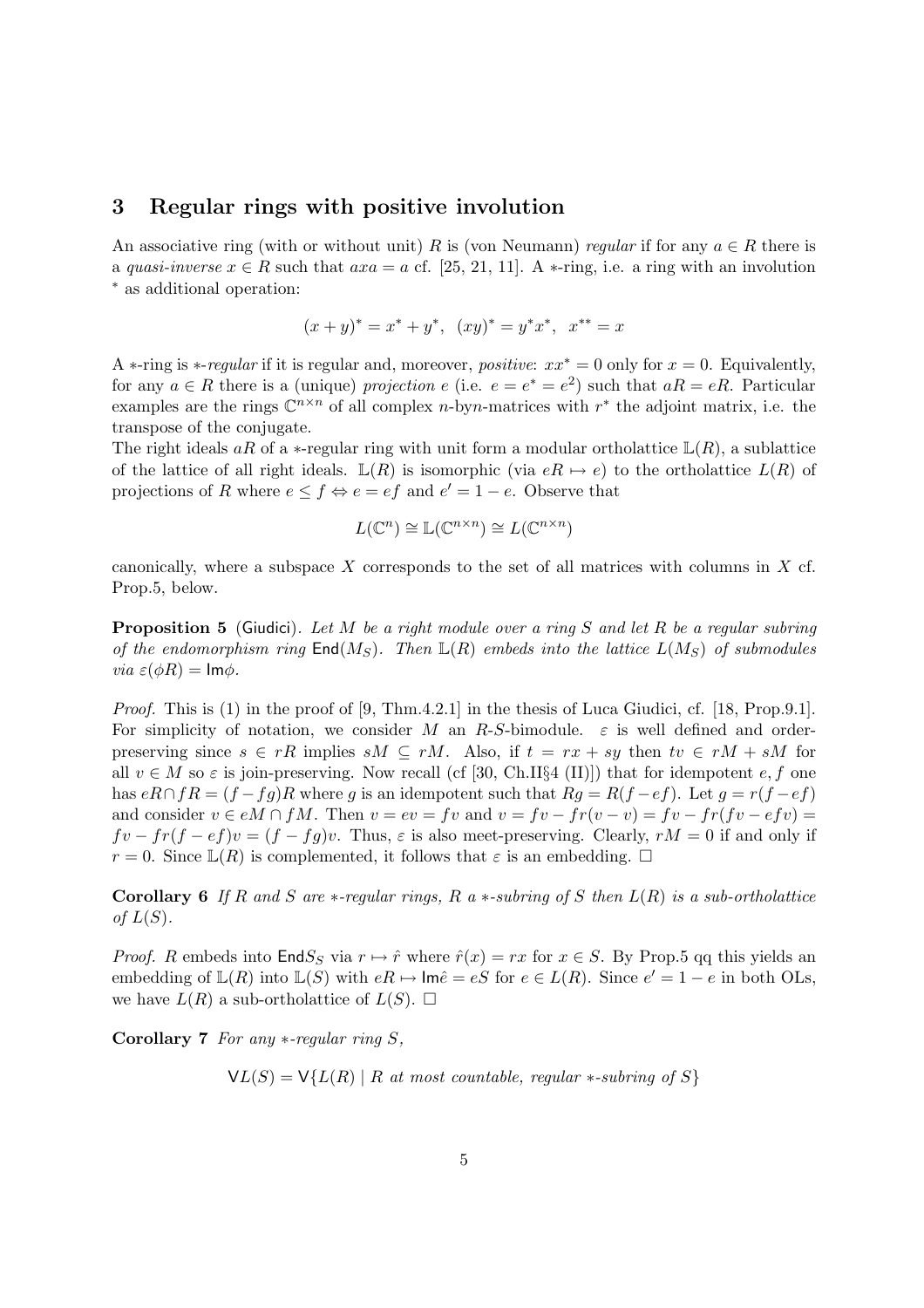## 3 Regular rings with positive involution

An associative ring (with or without unit) $R$ is (von Neumann) *regular* if for any $a \in R$ there is a *quasi-inverse* $x \in R$ such that $axa = a$ cf. [25, 21, 11]. A $*$-ring, i.e. a ring with an involution $^*$ as additional operation:

$$(x+y)^* = x^* + y^*, \;\; (xy)^* = y^*x^*, \;\; x^{**} = x$$

A $*$-ring is $*$*-regular* if it is regular and, moreover, *positive*: $xx^* = 0$ only for $x = 0$. Equivalently, for any $a \in R$ there is a (unique) *projection* $e$ (i.e. $e = e^* = e^2$) such that $aR = eR$. Particular examples are the rings $\mathbb{C}^{n\times n}$ of all complex $n$-by$n$-matrices with $r^*$ the adjoint matrix, i.e. the transpose of the conjugate.

The right ideals $aR$ of a $*$-regular ring with unit form a modular ortholattice $\mathbb{L}(R)$, a sublattice of the lattice of all right ideals. $\mathbb{L}(R)$ is isomorphic (via $eR \mapsto e$) to the ortholattice $L(R)$ of projections of $R$ where $e \leq f \Leftrightarrow e = ef$ and $e' = 1 - e$. Observe that

$$L(\mathbb{C}^n) \cong \mathbb{L}(\mathbb{C}^{n\times n}) \cong L(\mathbb{C}^{n\times n})$$

canonically, where a subspace $X$ corresponds to the set of all matrices with columns in $X$ cf. Prop.5, below.

**Proposition 5** (Giudici). *Let $M$ be a right module over a ring $S$ and let $R$ be a regular subring of the endomorphism ring $\mathsf{End}(M_S)$. Then $\mathbb{L}(R)$ embeds into the lattice $L(M_S)$ of submodules via $\varepsilon(\phi R) = \mathsf{Im}\phi$.*

*Proof.* This is (1) in the proof of [9, Thm.4.2.1] in the thesis of Luca Giudici, cf. [18, Prop.9.1]. For simplicity of notation, we consider $M$ an $R$-$S$-bimodule. $\varepsilon$ is well defined and order-preserving since $s \in rR$ implies $sM \subseteq rM$. Also, if $t = rx + sy$ then $tv \in rM + sM$ for all $v \in M$ so $\varepsilon$ is join-preserving. Now recall (cf [30, Ch.II§4 (II)]) that for idempotent $e, f$ one has $eR \cap fR = (f - fg)R$ where $g$ is an idempotent such that $Rg = R(f - ef)$. Let $g = r(f - ef)$ and consider $v \in eM \cap fM$. Then $v = ev = fv$ and $v = fv - fr(v - v) = fv - fr(fv - efv) = fv - fr(f - ef)v = (f - fg)v$. Thus, $\varepsilon$ is also meet-preserving. Clearly, $rM = 0$ if and only if $r = 0$. Since $\mathbb{L}(R)$ is complemented, it follows that $\varepsilon$ is an embedding. $\square$

**Corollary 6** *If $R$ and $S$ are $*$-regular rings, $R$ a $*$-subring of $S$ then $L(R)$ is a sub-ortholattice of $L(S)$.*

*Proof.* $R$ embeds into $\mathsf{End}S_S$ via $r \mapsto \hat{r}$ where $\hat{r}(x) = rx$ for $x \in S$. By Prop.5 qq this yields an embedding of $\mathbb{L}(R)$ into $\mathbb{L}(S)$ with $eR \mapsto \mathsf{Im}\hat{e} = eS$ for $e \in L(R)$. Since $e' = 1 - e$ in both OLs, we have $L(R)$ a sub-ortholattice of $L(S)$. $\square$

**Corollary 7** *For any $*$-regular ring $S$,*

$$\mathsf{V}L(S) = \mathsf{V}\{L(R) \mid R \text{ at most countable, regular } *\text{-subring of } S\}$$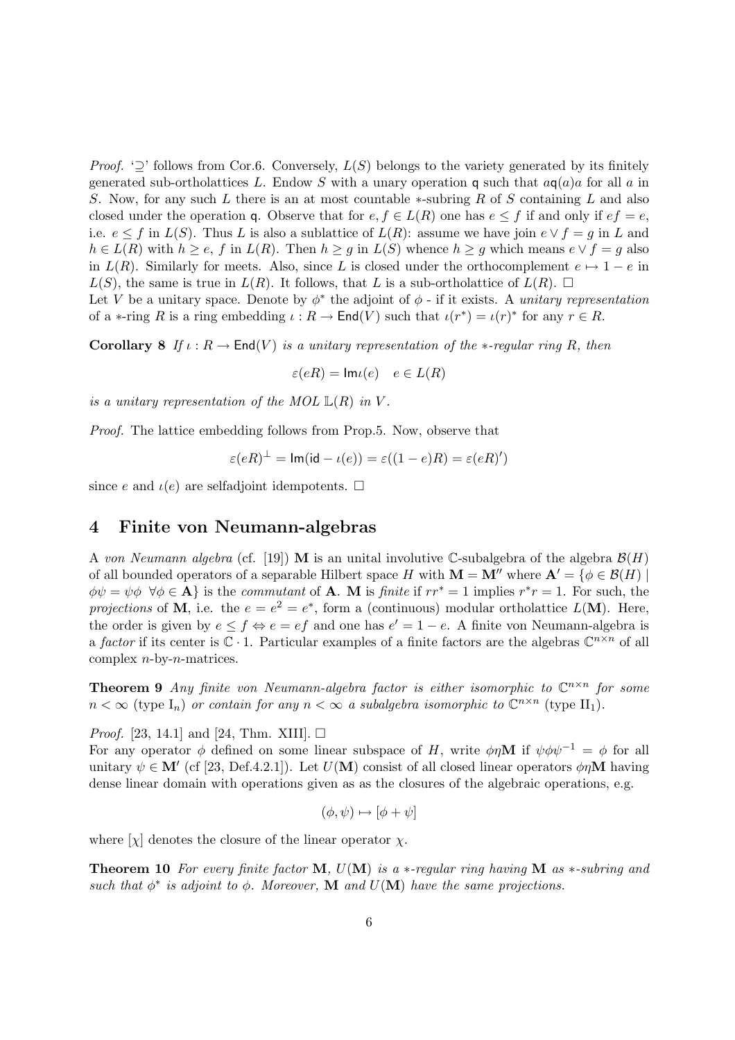*Proof.* '⊇' follows from Cor.6. Conversely, $L(S)$ belongs to the variety generated by its finitely generated sub-ortholattices $L$. Endow $S$ with a unary operation $\mathsf{q}$ such that $a\mathsf{q}(a)a$ for all $a$ in $S$. Now, for any such $L$ there is an at most countable $*$-subring $R$ of $S$ containing $L$ and also closed under the operation $\mathsf{q}$. Observe that for $e, f \in L(R)$ one has $e \leq f$ if and only if $ef = e$, i.e. $e \leq f$ in $L(S)$. Thus $L$ is also a sublattice of $L(R)$: assume we have join $e \vee f = g$ in $L$ and $h \in L(R)$ with $h \geq e$, $f$ in $L(R)$. Then $h \geq g$ in $L(S)$ whence $h \geq g$ which means $e \vee f = g$ also in $L(R)$. Similarly for meets. Also, since $L$ is closed under the orthocomplement $e \mapsto 1 - e$ in $L(S)$, the same is true in $L(R)$. It follows, that $L$ is a sub-ortholattice of $L(R)$. □

Let $V$ be a unitary space. Denote by $\phi^*$ the adjoint of $\phi$ - if it exists. A *unitary representation* of a $*$-ring $R$ is a ring embedding $\iota : R \to \mathsf{End}(V)$ such that $\iota(r^*) = \iota(r)^*$ for any $r \in R$.

**Corollary 8** *If $\iota : R \to \mathsf{End}(V)$ is a unitary representation of the $*$-regular ring $R$, then*

$$\varepsilon(eR) = \mathsf{Im}\iota(e) \quad e \in L(R)$$

*is a unitary representation of the MOL $\mathbb{L}(R)$ in $V$.*

*Proof.* The lattice embedding follows from Prop.5. Now, observe that

$$\varepsilon(eR)^{\perp} = \mathsf{Im}(\mathsf{id} - \iota(e)) = \varepsilon((1-e)R) = \varepsilon(eR)')$$

since $e$ and $\iota(e)$ are selfadjoint idempotents. □

## 4 Finite von Neumann-algebras

A *von Neumann algebra* (cf. [19]) $\mathbf{M}$ is an unital involutive $\mathbb{C}$-subalgebra of the algebra $\mathcal{B}(H)$ of all bounded operators of a separable Hilbert space $H$ with $\mathbf{M} = \mathbf{M}''$ where $\mathbf{A}' = \{\phi \in \mathcal{B}(H) \mid \phi\psi = \psi\phi \ \ \forall \phi \in \mathbf{A}\}$ is the *commutant* of $\mathbf{A}$. $\mathbf{M}$ is *finite* if $rr^* = 1$ implies $r^*r = 1$. For such, the *projections* of $\mathbf{M}$, i.e. the $e = e^2 = e^*$, form a (continuous) modular ortholattice $L(\mathbf{M})$. Here, the order is given by $e \leq f \Leftrightarrow e = ef$ and one has $e' = 1 - e$. A finite von Neumann-algebra is a *factor* if its center is $\mathbb{C} \cdot 1$. Particular examples of a finite factors are the algebras $\mathbb{C}^{n \times n}$ of all complex $n$-by-$n$-matrices.

**Theorem 9** *Any finite von Neumann-algebra factor is either isomorphic to $\mathbb{C}^{n\times n}$ for some $n < \infty$ (type $\mathrm{I}_n$) or contain for any $n < \infty$ a subalgebra isomorphic to $\mathbb{C}^{n\times n}$ (type $\mathrm{II}_1$).*

*Proof.* [23, 14.1] and [24, Thm. XIII]. □

For any operator $\phi$ defined on some linear subspace of $H$, write $\phi\eta\mathbf{M}$ if $\psi\phi\psi^{-1} = \phi$ for all unitary $\psi \in \mathbf{M}'$ (cf [23, Def.4.2.1]). Let $U(\mathbf{M})$ consist of all closed linear operators $\phi\eta\mathbf{M}$ having dense linear domain with operations given as as the closures of the algebraic operations, e.g.

$$(\phi, \psi) \mapsto [\phi + \psi]$$

where $[\chi]$ denotes the closure of the linear operator $\chi$.

**Theorem 10** *For every finite factor $\mathbf{M}$, $U(\mathbf{M})$ is a $*$-regular ring having $\mathbf{M}$ as $*$-subring and such that $\phi^*$ is adjoint to $\phi$. Moreover, $\mathbf{M}$ and $U(\mathbf{M})$ have the same projections.*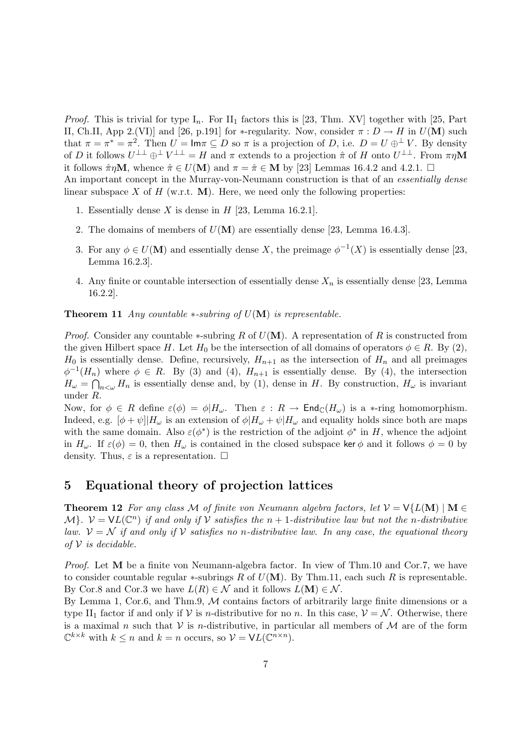*Proof.* This is trivial for type $\mathrm{I}_n$. For $\mathrm{II}_1$ factors this is [23, Thm. XV] together with [25, Part II, Ch.II, App 2.(VI)] and [26, p.191] for $*$-regularity. Now, consider $\pi : D \to H$ in $U(\mathbf{M})$ such that $\pi = \pi^* = \pi^2$. Then $U = \mathsf{Im}\pi \subseteq D$ so $\pi$ is a projection of $D$, i.e. $D = U \oplus^\perp V$. By density of $D$ it follows $U^{\perp\perp} \oplus^\perp V^{\perp\perp} = H$ and $\pi$ extends to a projection $\hat{\pi}$ of $H$ onto $U^{\perp\perp}$. From $\pi\eta\mathbf{M}$ it follows $\hat{\pi}\eta\mathbf{M}$, whence $\hat{\pi} \in U(\mathbf{M})$ and $\pi = \hat{\pi} \in \mathbf{M}$ by [23] Lemmas 16.4.2 and 4.2.1. $\square$

An important concept in the Murray-von-Neumann construction is that of an *essentially dense* linear subspace $X$ of $H$ (w.r.t. $\mathbf{M}$). Here, we need only the following properties:

1. Essentially dense $X$ is dense in $H$ [23, Lemma 16.2.1].
2. The domains of members of $U(\mathbf{M})$ are essentially dense [23, Lemma 16.4.3].
3. For any $\phi \in U(\mathbf{M})$ and essentially dense $X$, the preimage $\phi^{-1}(X)$ is essentially dense [23, Lemma 16.2.3].
4. Any finite or countable intersection of essentially dense $X_n$ is essentially dense [23, Lemma 16.2.2].

**Theorem 11** *Any countable $*$-subring of $U(\mathbf{M})$ is representable.*

*Proof.* Consider any countable $*$-subring $R$ of $U(\mathbf{M})$. A representation of $R$ is constructed from the given Hilbert space $H$. Let $H_0$ be the intersection of all domains of operators $\phi \in R$. By (2), $H_0$ is essentially dense. Define, recursively, $H_{n+1}$ as the intersection of $H_n$ and all preimages $\phi^{-1}(H_n)$ where $\phi \in R$. By (3) and (4), $H_{n+1}$ is essentially dense. By (4), the intersection $H_\omega = \bigcap_{n<\omega} H_n$ is essentially dense and, by (1), dense in $H$. By construction, $H_\omega$ is invariant under $R$.

Now, for $\phi \in R$ define $\varepsilon(\phi) = \phi|H_\omega$. Then $\varepsilon : R \to \mathsf{End}_{\mathbb{C}}(H_\omega)$ is a $*$-ring homomorphism. Indeed, e.g. $[\phi + \psi]|H_\omega$ is an extension of $\phi|H_\omega + \psi|H_\omega$ and equality holds since both are maps with the same domain. Also $\varepsilon(\phi^*)$ is the restriction of the adjoint $\phi^*$ in $H$, whence the adjoint in $H_\omega$. If $\varepsilon(\phi) = 0$, then $H_\omega$ is contained in the closed subspace $\ker\phi$ and it follows $\phi = 0$ by density. Thus, $\varepsilon$ is a representation. $\square$

## 5 Equational theory of projection lattices

**Theorem 12** *For any class $\mathcal{M}$ of finite von Neumann algebra factors, let $\mathcal{V} = \mathsf{V}\{L(\mathbf{M}) \mid \mathbf{M} \in \mathcal{M}\}$. $\mathcal{V} = \mathsf{V}L(\mathbb{C}^n)$ if and only if $\mathcal{V}$ satisfies the $n+1$-distributive law but not the $n$-distributive law. $\mathcal{V} = \mathcal{N}$ if and only if $\mathcal{V}$ satisfies no $n$-distributive law. In any case, the equational theory of $\mathcal{V}$ is decidable.*

*Proof.* Let $\mathbf{M}$ be a finite von Neumann-algebra factor. In view of Thm.10 and Cor.7, we have to consider countable regular $*$-subrings $R$ of $U(\mathbf{M})$. By Thm.11, each such $R$ is representable. By Cor.8 and Cor.3 we have $L(R) \in \mathcal{N}$ and it follows $L(\mathbf{M}) \in \mathcal{N}$.

By Lemma 1, Cor.6, and Thm.9, $\mathcal{M}$ contains factors of arbitrarily large finite dimensions or a type $\mathrm{II}_1$ factor if and only if $\mathcal{V}$ is $n$-distributive for no $n$. In this case, $\mathcal{V} = \mathcal{N}$. Otherwise, there is a maximal $n$ such that $\mathcal{V}$ is $n$-distributive, in particular all members of $\mathcal{M}$ are of the form $\mathbb{C}^{k\times k}$ with $k \leq n$ and $k = n$ occurs, so $\mathcal{V} = \mathsf{V}L(\mathbb{C}^{n\times n})$.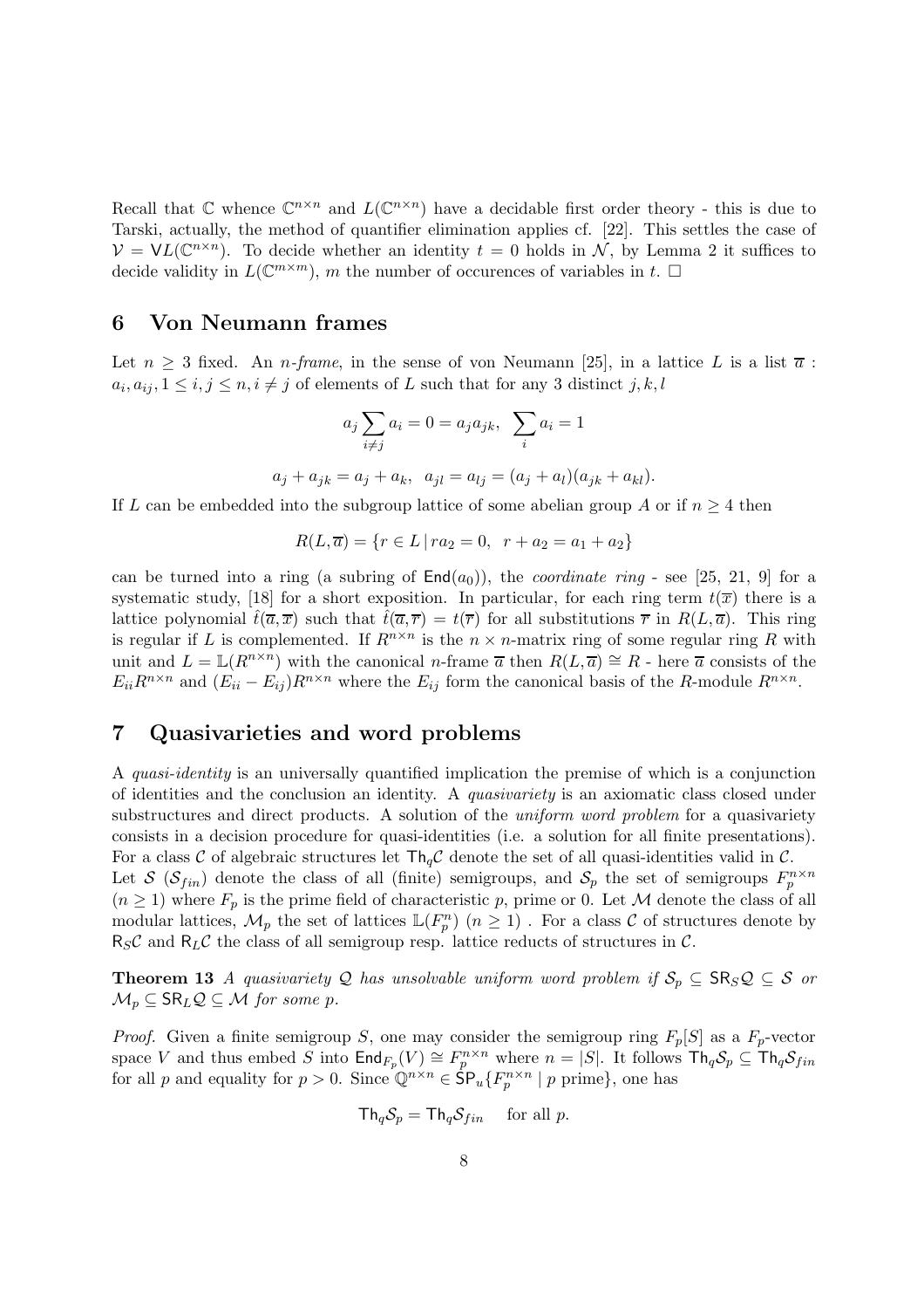Recall that $\mathbb{C}$ whence $\mathbb{C}^{n\times n}$ and $L(\mathbb{C}^{n\times n})$ have a decidable first order theory - this is due to Tarski, actually, the method of quantifier elimination applies cf. [22]. This settles the case of $\mathcal{V} = \mathsf{V}L(\mathbb{C}^{n\times n})$. To decide whether an identity $t = 0$ holds in $\mathcal{N}$, by Lemma 2 it suffices to decide validity in $L(\mathbb{C}^{m\times m})$, $m$ the number of occurences of variables in $t$. $\square$

## 6 Von Neumann frames

Let $n \geq 3$ fixed. An *n-frame*, in the sense of von Neumann [25], in a lattice $L$ is a list $\overline{a}$ : $a_i, a_{ij}, 1 \leq i, j \leq n, i \neq j$ of elements of $L$ such that for any 3 distinct $j, k, l$

$$a_j \sum_{i\neq j} a_i = 0 = a_j a_{jk}, \quad \sum_i a_i = 1$$

$$a_j + a_{jk} = a_j + a_k, \quad a_{jl} = a_{lj} = (a_j + a_l)(a_{jk} + a_{kl}).$$

If $L$ can be embedded into the subgroup lattice of some abelian group $A$ or if $n \geq 4$ then

$$R(L, \overline{a}) = \{r \in L \mid ra_2 = 0, \ \ r + a_2 = a_1 + a_2\}$$

can be turned into a ring (a subring of $\mathsf{End}(a_0)$), the *coordinate ring* - see [25, 21, 9] for a systematic study, [18] for a short exposition. In particular, for each ring term $t(\overline{x})$ there is a lattice polynomial $\hat{t}(\overline{a}, \overline{x})$ such that $\hat{t}(\overline{a}, \overline{r}) = t(\overline{r})$ for all substitutions $\overline{r}$ in $R(L, \overline{a})$. This ring is regular if $L$ is complemented. If $R^{n\times n}$ is the $n \times n$-matrix ring of some regular ring $R$ with unit and $L = \mathbb{L}(R^{n\times n})$ with the canonical $n$-frame $\overline{a}$ then $R(L, \overline{a}) \cong R$ - here $\overline{a}$ consists of the $E_{ii}R^{n\times n}$ and $(E_{ii} - E_{ij})R^{n\times n}$ where the $E_{ij}$ form the canonical basis of the $R$-module $R^{n\times n}$.

## 7 Quasivarieties and word problems

A *quasi-identity* is an universally quantified implication the premise of which is a conjunction of identities and the conclusion an identity. A *quasivariety* is an axiomatic class closed under substructures and direct products. A solution of the *uniform word problem* for a quasivariety consists in a decision procedure for quasi-identities (i.e. a solution for all finite presentations). For a class $\mathcal{C}$ of algebraic structures let $\mathsf{Th}_q\mathcal{C}$ denote the set of all quasi-identities valid in $\mathcal{C}$.
Let $\mathcal{S}$ ($\mathcal{S}_{fin}$) denote the class of all (finite) semigroups, and $\mathcal{S}_p$ the set of semigroups $F_p^{n\times n}$ ($n \geq 1$) where $F_p$ is the prime field of characteristic $p$, prime or 0. Let $\mathcal{M}$ denote the class of all modular lattices, $\mathcal{M}_p$ the set of lattices $\mathbb{L}(F_p^n)$ ($n \geq 1$) . For a class $\mathcal{C}$ of structures denote by $\mathsf{R}_S\mathcal{C}$ and $\mathsf{R}_L\mathcal{C}$ the class of all semigroup resp. lattice reducts of structures in $\mathcal{C}$.

**Theorem 13** *A quasivariety $\mathcal{Q}$ has unsolvable uniform word problem if $\mathcal{S}_p \subseteq \mathsf{SR}_S\mathcal{Q} \subseteq \mathcal{S}$ or $\mathcal{M}_p \subseteq \mathsf{SR}_L\mathcal{Q} \subseteq \mathcal{M}$ for some $p$.*

*Proof.* Given a finite semigroup $S$, one may consider the semigroup ring $F_p[S]$ as a $F_p$-vector space $V$ and thus embed $S$ into $\mathsf{End}_{F_p}(V) \cong F_p^{n\times n}$ where $n = |S|$. It follows $\mathsf{Th}_q\mathcal{S}_p \subseteq \mathsf{Th}_q\mathcal{S}_{fin}$ for all $p$ and equality for $p > 0$. Since $\mathbb{Q}^{n\times n} \in \mathsf{SP}_u\{F_p^{n\times n} \mid p \text{ prime}\}$, one has

$$\mathsf{Th}_q\mathcal{S}_p = \mathsf{Th}_q\mathcal{S}_{fin} \quad \text{ for all } p.$$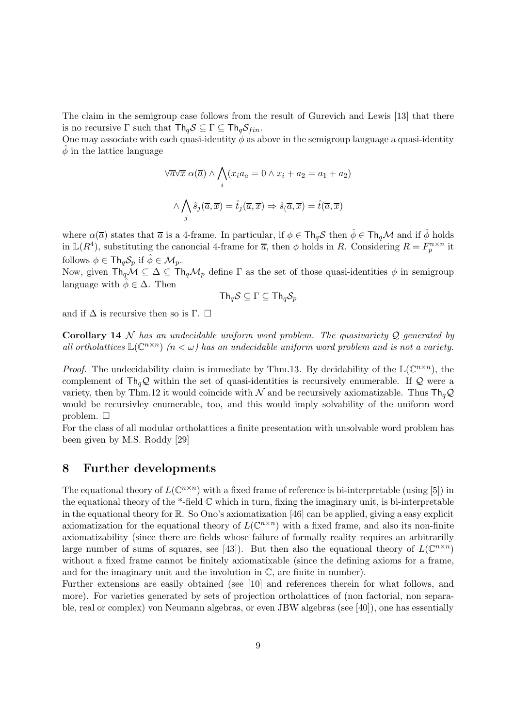The claim in the semigroup case follows from the result of Gurevich and Lewis [13] that there is no recursive $\Gamma$ such that $\mathsf{Th}_q\mathcal{S} \subseteq \Gamma \subseteq \mathsf{Th}_q\mathcal{S}_{fin}$.

One may associate with each quasi-identity $\phi$ as above in the semigroup language a quasi-identity $\hat{\phi}$ in the lattice language

$$\forall \overline{a} \forall \overline{x}\ \alpha(\overline{a}) \wedge \bigwedge_i (x_i a_a = 0 \wedge x_i + a_2 = a_1 + a_2)$$

$$\wedge \bigwedge_j \hat{s}_j(\overline{a}, \overline{x}) = \hat{t}_j(\overline{a}, \overline{x}) \Rightarrow \hat{s}_(\overline{a}, \overline{x}) = \hat{t}(\overline{a}, \overline{x})$$

where $\alpha(\overline{a})$ states that $\overline{a}$ is a 4-frame. In particular, if $\phi \in \mathsf{Th}_q\mathcal{S}$ then $\hat{\phi} \in \mathsf{Th}_q\mathcal{M}$ and if $\hat{\phi}$ holds in $\mathbb{L}(R^4)$, substituting the canoncial 4-frame for $\overline{a}$, then $\phi$ holds in $R$. Considering $R = F_p^{n\times n}$ it follows $\phi \in \mathsf{Th}_q\mathcal{S}_p$ if $\hat{\phi} \in \mathcal{M}_p$.

Now, given $\mathsf{Th}_q\mathcal{M} \subseteq \Delta \subseteq \mathsf{Th}_q\mathcal{M}_p$ define $\Gamma$ as the set of those quasi-identities $\phi$ in semigroup language with $\hat{\phi} \in \Delta$. Then

$$\mathsf{Th}_q\mathcal{S} \subseteq \Gamma \subseteq \mathsf{Th}_q\mathcal{S}_p$$

and if $\Delta$ is recursive then so is $\Gamma$. $\Box$

**Corollary 14** *$\mathcal{N}$ has an undecidable uniform word problem. The quasivariety $\mathcal{Q}$ generated by all ortholattices $\mathbb{L}(\mathbb{C}^{n\times n})$ $(n < \omega)$ has an undecidable uniform word problem and is not a variety.*

*Proof.* The undecidability claim is immediate by Thm.13. By decidability of the $\mathbb{L}(\mathbb{C}^{n\times n})$, the complement of $\mathsf{Th}_q\mathcal{Q}$ within the set of quasi-identities is recursively enumerable. If $\mathcal{Q}$ were a variety, then by Thm.12 it would coincide with $\mathcal{N}$ and be recursively axiomatizable. Thus $\mathsf{Th}_q\mathcal{Q}$ would be recursivley enumerable, too, and this would imply solvability of the uniform word problem. $\Box$

For the class of all modular ortholattices a finite presentation with unsolvable word problem has been given by M.S. Roddy [29]

## 8 Further developments

The equational theory of $L(\mathbb{C}^{n\times n})$ with a fixed frame of reference is bi-interpretable (using [5]) in the equational theory of the *-field $\mathbb{C}$ which in turn, fixing the imaginary unit, is bi-interpretable in the equational theory for $\mathbb{R}$. So Ono's axiomatization [46] can be applied, giving a easy explicit axiomatization for the equational theory of $L(\mathbb{C}^{n\times n})$ with a fixed frame, and also its non-finite axiomatizability (since there are fields whose failure of formally reality requires an arbitrarilly large number of sums of squares, see [43]). But then also the equational theory of $L(\mathbb{C}^{n\times n})$ without a fixed frame cannot be finitely axiomatixable (since the defining axioms for a frame, and for the imaginary unit and the involution in $\mathbb{C}$, are finite in number).

Further extensions are easily obtained (see [10] and references therein for what follows, and more). For varieties generated by sets of projection ortholattices of (non factorial, non separable, real or complex) von Neumann algebras, or even JBW algebras (see [40]), one has essentially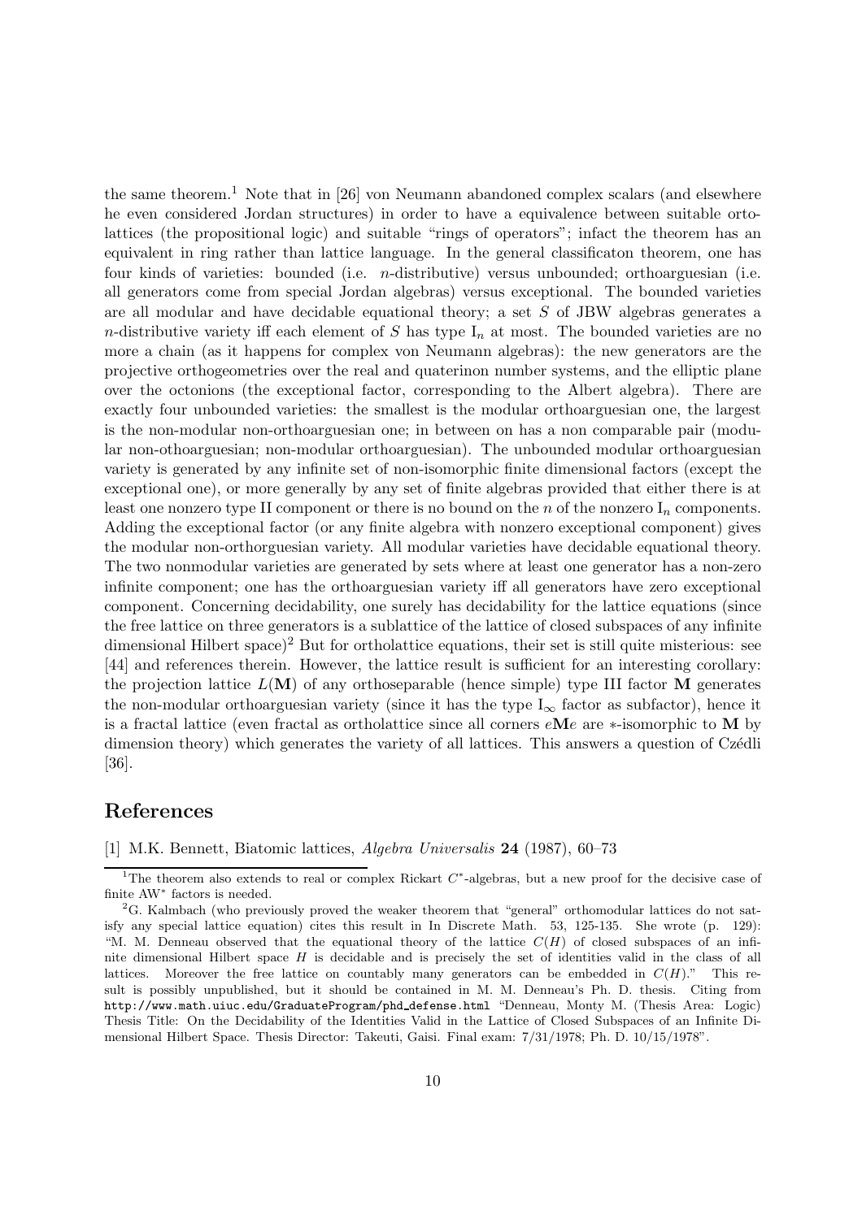the same theorem.[1] Note that in [26] von Neumann abandoned complex scalars (and elsewhere he even considered Jordan structures) in order to have a equivalence between suitable ortolattices (the propositional logic) and suitable "rings of operators"; infact the theorem has an equivalent in ring rather than lattice language. In the general classificaton theorem, one has four kinds of varieties: bounded (i.e. $n$-distributive) versus unbounded; orthoarguesian (i.e. all generators come from special Jordan algebras) versus exceptional. The bounded varieties are all modular and have decidable equational theory; a set $S$ of JBW algebras generates a $n$-distributive variety iff each element of $S$ has type $\mathrm{I}_n$ at most. The bounded varieties are no more a chain (as it happens for complex von Neumann algebras): the new generators are the projective orthogeometries over the real and quaterinon number systems, and the elliptic plane over the octonions (the exceptional factor, corresponding to the Albert algebra). There are exactly four unbounded varieties: the smallest is the modular orthoarguesian one, the largest is the non-modular non-orthoarguesian one; in between on has a non comparable pair (modular non-othoarguesian; non-modular orthoarguesian). The unbounded modular orthoarguesian variety is generated by any infinite set of non-isomorphic finite dimensional factors (except the exceptional one), or more generally by any set of finite algebras provided that either there is at least one nonzero type II component or there is no bound on the $n$ of the nonzero $\mathrm{I}_n$ components. Adding the exceptional factor (or any finite algebra with nonzero exceptional component) gives the modular non-orthorguesian variety. All modular varieties have decidable equational theory. The two nonmodular varieties are generated by sets where at least one generator has a non-zero infinite component; one has the orthoarguesian variety iff all generators have zero exceptional component. Concerning decidability, one surely has decidability for the lattice equations (since the free lattice on three generators is a sublattice of the lattice of closed subspaces of any infinite dimensional Hilbert space)[2] But for ortholattice equations, their set is still quite misterious: see [44] and references therein. However, the lattice result is sufficient for an interesting corollary: the projection lattice $L(\mathbf{M})$ of any orthoseparable (hence simple) type III factor $\mathbf{M}$ generates the non-modular orthoarguesian variety (since it has the type $\mathrm{I}_\infty$ factor as subfactor), hence it is a fractal lattice (even fractal as ortholattice since all corners $e\mathbf{M}e$ are $*$-isomorphic to $\mathbf{M}$ by dimension theory) which generates the variety of all lattices. This answers a question of Czédli [36].

## References

[1] M.K. Bennett, Biatomic lattices, *Algebra Universalis* **24** (1987), 60–73

---

[1] The theorem also extends to real or complex Rickart $C^*$-algebras, but a new proof for the decisive case of finite AW$^*$ factors is needed.

[2] G. Kalmbach (who previously proved the weaker theorem that "general" orthomodular lattices do not satisfy any special lattice equation) cites this result in In Discrete Math. 53, 125-135. She wrote (p. 129): "M. M. Denneau observed that the equational theory of the lattice $C(H)$ of closed subspaces of an infinite dimensional Hilbert space $H$ is decidable and is precisely the set of identities valid in the class of all lattices. Moreover the free lattice on countably many generators can be embedded in $C(H)$." This result is possibly unpublished, but it should be contained in M. M. Denneau's Ph. D. thesis. Citing from `http://www.math.uiuc.edu/GraduateProgram/phd_defense.html` "Denneau, Monty M. (Thesis Area: Logic) Thesis Title: On the Decidability of the Identities Valid in the Lattice of Closed Subspaces of an Infinite Dimensional Hilbert Space. Thesis Director: Takeuti, Gaisi. Final exam: 7/31/1978; Ph. D. 10/15/1978".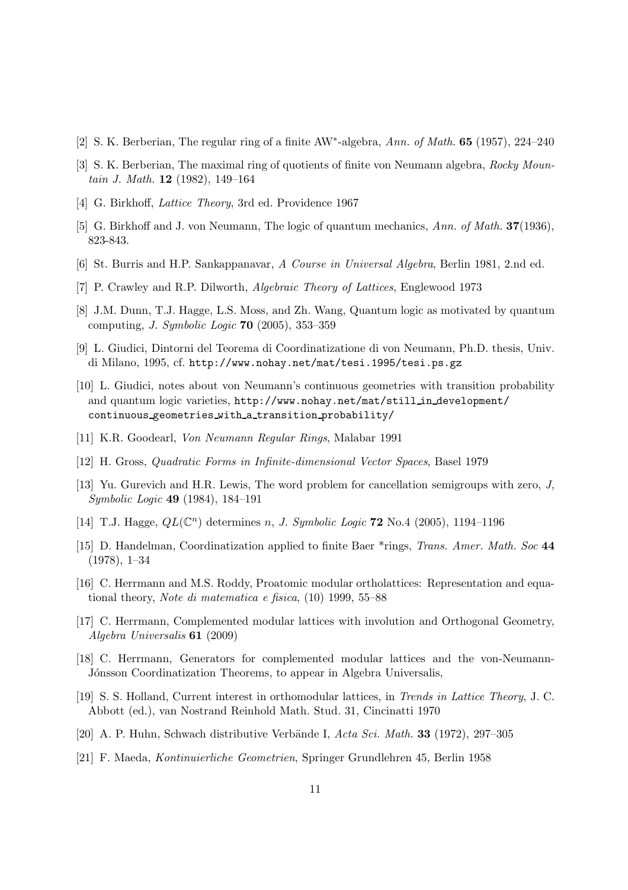[2] S. K. Berberian, The regular ring of a finite AW$^*$-algebra, *Ann. of Math.* **65** (1957), 224–240

[3] S. K. Berberian, The maximal ring of quotients of finite von Neumann algebra, *Rocky Mountain J. Math.* **12** (1982), 149–164

[4] G. Birkhoff, *Lattice Theory*, 3rd ed. Providence 1967

[5] G. Birkhoff and J. von Neumann, The logic of quantum mechanics, *Ann. of Math.* **37**(1936), 823-843.

[6] St. Burris and H.P. Sankappanavar, *A Course in Universal Algebra*, Berlin 1981, 2.nd ed.

[7] P. Crawley and R.P. Dilworth, *Algebraic Theory of Lattices*, Englewood 1973

[8] J.M. Dunn, T.J. Hagge, L.S. Moss, and Zh. Wang, Quantum logic as motivated by quantum computing, *J. Symbolic Logic* **70** (2005), 353–359

[9] L. Giudici, Dintorni del Teorema di Coordinatizatione di von Neumann, Ph.D. thesis, Univ. di Milano, 1995, cf. `http://www.nohay.net/mat/tesi.1995/tesi.ps.gz`

[10] L. Giudici, notes about von Neumann's continuous geometries with transition probability and quantum logic varieties, `http://www.nohay.net/mat/still_in_development/continuous_geometries_with_a_transition_probability/`

[11] K.R. Goodearl, *Von Neumann Regular Rings*, Malabar 1991

[12] H. Gross, *Quadratic Forms in Infinite-dimensional Vector Spaces*, Basel 1979

[13] Yu. Gurevich and H.R. Lewis, The word problem for cancellation semigroups with zero, *J, Symbolic Logic* **49** (1984), 184–191

[14] T.J. Hagge, $QL(\mathbb{C}^n)$ determines $n$, *J. Symbolic Logic* **72** No.4 (2005), 1194–1196

[15] D. Handelman, Coordinatization applied to finite Baer *rings, *Trans. Amer. Math. Soc* **44** (1978), 1–34

[16] C. Herrmann and M.S. Roddy, Proatomic modular ortholattices: Representation and equational theory, *Note di matematica e fisica*, (10) 1999, 55–88

[17] C. Herrmann, Complemented modular lattices with involution and Orthogonal Geometry, *Algebra Universalis* **61** (2009)

[18] C. Herrmann, Generators for complemented modular lattices and the von-Neumann-Jónsson Coordinatization Theorems, to appear in Algebra Universalis,

[19] S. S. Holland, Current interest in orthomodular lattices, in *Trends in Lattice Theory*, J. C. Abbott (ed.), van Nostrand Reinhold Math. Stud. 31, Cincinatti 1970

[20] A. P. Huhn, Schwach distributive Verbände I, *Acta Sci. Math.* **33** (1972), 297–305

[21] F. Maeda, *Kontinuierliche Geometrien*, Springer Grundlehren 45, Berlin 1958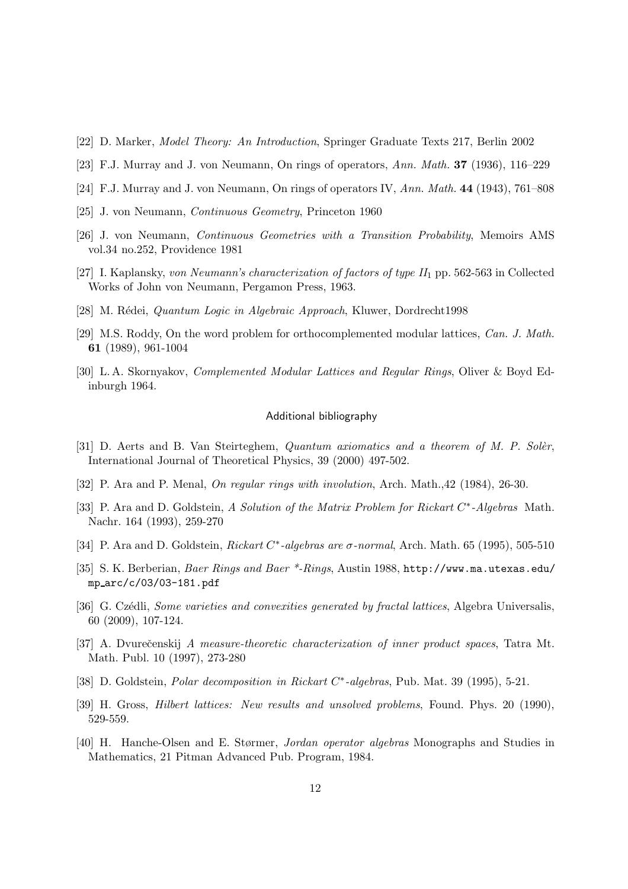[22] D. Marker, *Model Theory: An Introduction*, Springer Graduate Texts 217, Berlin 2002

[23] F.J. Murray and J. von Neumann, On rings of operators, *Ann. Math.* **37** (1936), 116–229

[24] F.J. Murray and J. von Neumann, On rings of operators IV, *Ann. Math.* **44** (1943), 761–808

[25] J. von Neumann, *Continuous Geometry*, Princeton 1960

[26] J. von Neumann, *Continuous Geometries with a Transition Probability*, Memoirs AMS vol.34 no.252, Providence 1981

[27] I. Kaplansky, *von Neumann's characterization of factors of type $II_1$* pp. 562-563 in Collected Works of John von Neumann, Pergamon Press, 1963.

[28] M. Rédei, *Quantum Logic in Algebraic Approach*, Kluwer, Dordrecht1998

[29] M.S. Roddy, On the word problem for orthocomplemented modular lattices, *Can. J. Math.* **61** (1989), 961-1004

[30] L. A. Skornyakov, *Complemented Modular Lattices and Regular Rings*, Oliver & Boyd Edinburgh 1964.

### Additional bibliography

[31] D. Aerts and B. Van Steirteghem, *Quantum axiomatics and a theorem of M. P. Solèr*, International Journal of Theoretical Physics, 39 (2000) 497-502.

[32] P. Ara and P. Menal, *On regular rings with involution*, Arch. Math.,42 (1984), 26-30.

[33] P. Ara and D. Goldstein, *A Solution of the Matrix Problem for Rickart $C^*$-Algebras* Math. Nachr. 164 (1993), 259-270

[34] P. Ara and D. Goldstein, *Rickart $C^*$-algebras are $\sigma$-normal*, Arch. Math. 65 (1995), 505-510

[35] S. K. Berberian, *Baer Rings and Baer *-Rings*, Austin 1988, `http://www.ma.utexas.edu/mp_arc/c/03/03-181.pdf`

[36] G. Czédli, *Some varieties and convexities generated by fractal lattices*, Algebra Universalis, 60 (2009), 107-124.

[37] A. Dvurečenskij *A measure-theoretic characterization of inner product spaces*, Tatra Mt. Math. Publ. 10 (1997), 273-280

[38] D. Goldstein, *Polar decomposition in Rickart $C^*$-algebras*, Pub. Mat. 39 (1995), 5-21.

[39] H. Gross, *Hilbert lattices: New results and unsolved problems*, Found. Phys. 20 (1990), 529-559.

[40] H. Hanche-Olsen and E. Størmer, *Jordan operator algebras* Monographs and Studies in Mathematics, 21 Pitman Advanced Pub. Program, 1984.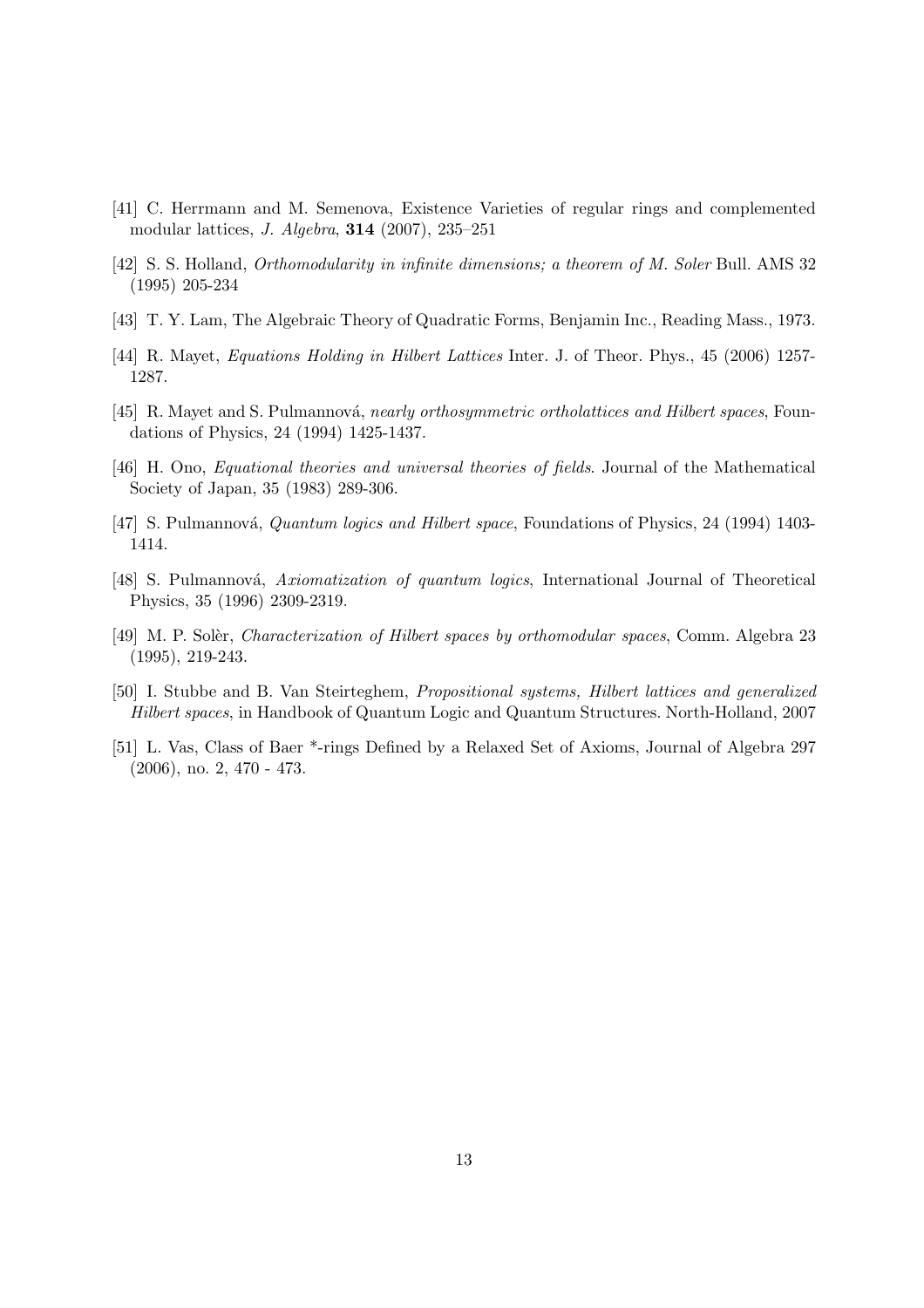[41] C. Herrmann and M. Semenova, Existence Varieties of regular rings and complemented modular lattices, *J. Algebra*, **314** (2007), 235–251

[42] S. S. Holland, *Orthomodularity in infinite dimensions; a theorem of M. Soler* Bull. AMS 32 (1995) 205-234

[43] T. Y. Lam, The Algebraic Theory of Quadratic Forms, Benjamin Inc., Reading Mass., 1973.

[44] R. Mayet, *Equations Holding in Hilbert Lattices* Inter. J. of Theor. Phys., 45 (2006) 1257-1287.

[45] R. Mayet and S. Pulmannová, *nearly orthosymmetric ortholattices and Hilbert spaces*, Foundations of Physics, 24 (1994) 1425-1437.

[46] H. Ono, *Equational theories and universal theories of fields*. Journal of the Mathematical Society of Japan, 35 (1983) 289-306.

[47] S. Pulmannová, *Quantum logics and Hilbert space*, Foundations of Physics, 24 (1994) 1403-1414.

[48] S. Pulmannová, *Axiomatization of quantum logics*, International Journal of Theoretical Physics, 35 (1996) 2309-2319.

[49] M. P. Solèr, *Characterization of Hilbert spaces by orthomodular spaces*, Comm. Algebra 23 (1995), 219-243.

[50] I. Stubbe and B. Van Steirteghem, *Propositional systems, Hilbert lattices and generalized Hilbert spaces*, in Handbook of Quantum Logic and Quantum Structures. North-Holland, 2007

[51] L. Vas, Class of Baer *-rings Defined by a Relaxed Set of Axioms, Journal of Algebra 297 (2006), no. 2, 470 - 473.